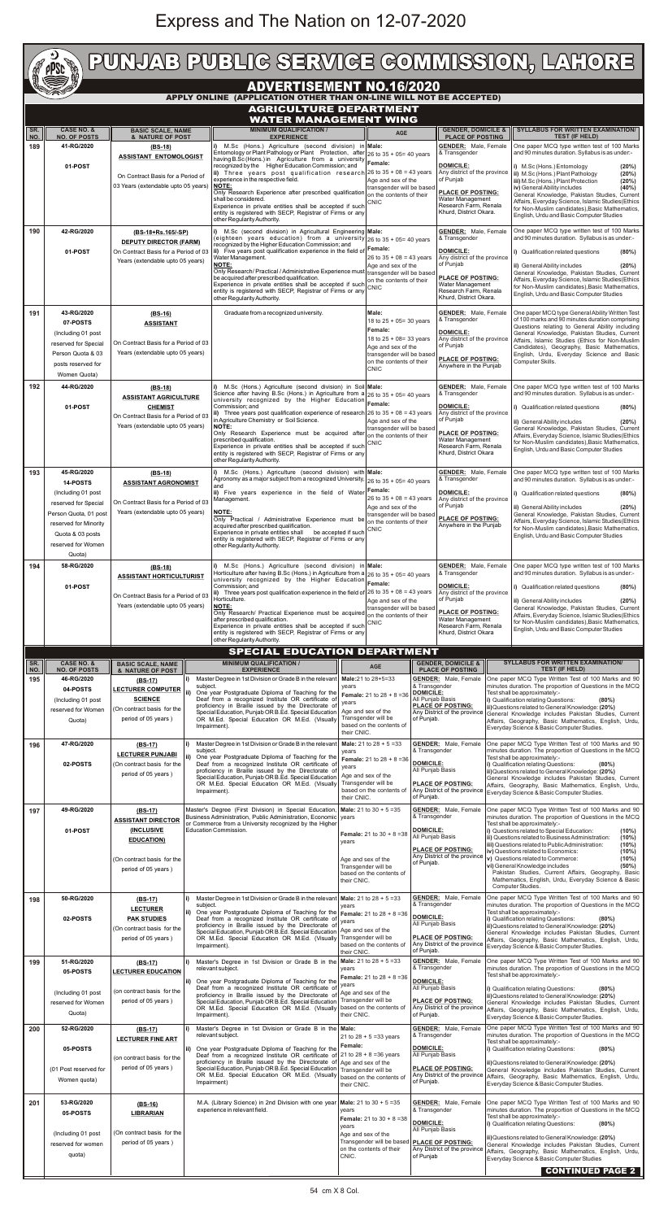# Express and The Nation on 12-07-2020

# PUNJAB PUBLIC SERVICE COMMISSION, LAHORE

## ADVERTISEMENT NO.16/2020

**APPLY ONLINE (APPLICATION OTHER THAN ON-LINE WILL NOT BE ACCEPTED)**

## AGRICULTURE DEPARTMENT
### WATER MANAGEMENT WING

| SR. NO. | CASE NO. & NO. OF POSTS | BASIC SCALE, NAME & NATURE OF POST | MINIMUM QUALIFICATION / EXPERIENCE | AGE | GENDER, DOMICILE & PLACE OF POSTING | SYLLABUS FOR WRITTEN EXAMINATION/ TEST (IF HELD) |
|---|---|---|---|---|---|---|
| 189 | 41-RG/2020<br><br>01-POST | (BS-18)<br>**ASSISTANT ENTOMOLOGIST**<br><br>On Contract Basis for a Period of 03 Years (extendable upto 05 years) | i) M.Sc (Hons.) Agriculture (second division) in Entomology or Plant Pathology or Plant Protection, after having B.Sc (Hons.) in Agriculture from a university recognized by the Higher Education Commission; and<br>ii) Three years post qualification research experience in the respective field.<br>**NOTE:**<br>Only Research Experience after prescribed qualification shall be considered.<br>Experience in private entities shall be accepted if such entity is registered with SECP, Registrar of Firms or any other Regularity Authority. | **Male:**<br>26 to 35 + 05= 40 years<br>**Female:**<br>26 to 35 + 08 = 43 years<br>Age and sex of the transgender will be based on the contents of their CNIC | **GENDER:** Male, Female & Transgender<br>**DOMICILE:**<br>Any district of the province of Punjab<br>**PLACE OF POSTING:**<br>Water Management Research Farm, Renala Khurd, District Okara. | One paper MCQ type written test of 100 Marks and 90 minutes duration. Syllabus is as under:-<br>i) M.Sc (Hons.) Entomology (20%)<br>ii) M.Sc (Hons.) Plant Pathology (20%)<br>iii) M.Sc (Hons.) Plant Protection (20%)<br>iv) General Ability includes (40%)<br>General Knowledge, Pakistan Studies, Current Affairs, Everyday Science, Islamic Studies (Ethics for Non-Muslim candidates), Basic Mathematics, English, Urdu and Basic Computer Studies |
| 190 | 42-RG/2020<br><br>01-POST | (BS-18+Rs.165/-SP)<br>**DEPUTY DIRECTOR (FARM)**<br>On Contract Basis for a Period of 03 Years (extendable upto 05 years) | i) M.Sc (second division) in Agricultural Engineering (eighteen years education) from a university recognized by the Higher Education Commission; and<br>ii) Five years post qualification experience in the field of Water Management.<br>**NOTE:**<br>Only Research/ Practical / Administrative Experience must be acquired after prescribed qualification.<br>Experience in private entities shall be accepted if such entity is registered with SECP, Registrar of Firms or any other Regularity Authority. | **Male:**<br>26 to 35 + 05= 40 years<br>**Female:**<br>26 to 35 + 08 = 43 years<br>Age and sex of the transgender will be based on the contents of their CNIC | **GENDER:** Male, Female & Transgender<br>**DOMICILE:**<br>Any district of the province of Punjab<br>**PLACE OF POSTING:**<br>Water Management Research Farm, Renala Khurd, District Okara. | One paper MCQ type written test of 100 Marks and 90 minutes duration. Syllabus is as under:-<br>i) Qualification related questions (80%)<br>ii) General Ability includes (20%)<br>General Knowledge, Pakistan Studies, Current Affairs, Everyday Science, Islamic Studies (Ethics for Non-Muslim candidates), Basic Mathematics, English, Urdu and Basic Computer Studies |
| 191 | 43-RG/2020<br>07-POSTS<br>(Including 01 post reserved for Special Person Quota & 03 posts reserved for Women Quota) | (BS-16)<br>**ASSISTANT**<br><br>On Contract Basis for a Period of 03 Years (extendable upto 05 years) | Graduate from a recognized university. | **Male:**<br>18 to 25 + 05= 30 years<br>**Female:**<br>18 to 25 + 08= 33 years<br>Age and sex of the transgender will be based on the contents of their CNIC | **GENDER:** Male, Female & Transgender<br>**DOMICILE:**<br>Any district of the province of Punjab<br>**PLACE OF POSTING:**<br>Anywhere in the Punjab | One paper MCQ type General Ability Written Test of 100 marks and 90 minutes duration comprising Questions relating to General Ability including General Knowledge, Pakistan Studies, Current Affairs, Islamic Studies (Ethics for Non-Muslim Candidates), Geography, Basic Mathematics, English, Urdu, Everyday Science and Basic Computer Skills. |
| 192 | 44-RG/2020<br><br>01-POST | (BS-18)<br>**ASSISTANT AGRICULTURE CHEMIST**<br>On Contract Basis for a Period of 03 Years (extendable upto 05 years) | i) M.Sc (Hons.) Agriculture (second division) in Soil Science after having B.Sc (Hons.) in Agriculture from a university recognized by the Higher Education Commission; and<br>ii) Three years post qualification experience of research in Agriculture Chemistry or Soil Science.<br>**NOTE:**<br>Only Research Experience must be acquired after prescribed qualification.<br>Experience in private entities shall be accepted if such entity is registered with SECP, Registrar of Firms or any other Regularity Authority. | **Male:**<br>26 to 35 + 05= 40 years<br>**Female:**<br>26 to 35 + 08 = 43 years<br>Age and sex of the transgender will be based on the contents of their CNIC | **GENDER:** Male, Female & Transgender<br>**DOMICILE:**<br>Any district of the province of Punjab<br>**PLACE OF POSTING:**<br>Water Management Research Farm, Renala Khurd, District Okara | One paper MCQ type written test of 100 Marks and 90 minutes duration. Syllabus is as under:-<br>i) Qualification related questions (80%)<br>ii) General Ability includes (20%)<br>General Knowledge, Pakistan Studies, Current Affairs, Everyday Science, Islamic Studies (Ethics for Non-Muslim candidates), Basic Mathematics, English, Urdu and Basic Computer Studies |
| 193 | 45-RG/2020<br>14-POSTS<br>(Including 01 post reserved for Special Person Quota, 01 post reserved for Minority Quota & 03 posts reserved for Women Quota) | (BS-18)<br>**ASSISTANT AGRONOMIST**<br><br>On Contract Basis for a Period of 03 Years (extendable upto 05 years) | i) M.Sc (Hons.) Agriculture (second division) with Agronomy as a major subject from a recognized University, and<br>ii) Five years experience in the field of Water Management.<br>**NOTE:**<br>Only Practical / Administrative Experience must be acquired after prescribed qualification.<br>Experience in private entities shall be accepted if such entity is registered with SECP, Registrar of Firms or any other Regularity Authority. | **Male:**<br>26 to 35 + 05= 40 years<br>**Female:**<br>26 to 35 + 08 = 43 years<br>Age and sex of the transgender will be based on the contents of their CNIC | **GENDER:** Male, Female & Transgender<br>**DOMICILE:**<br>Any district of the province of Punjab<br>**PLACE OF POSTING:**<br>Anywhere in the Punjab | One paper MCQ type written test of 100 Marks and 90 minutes duration. Syllabus is as under:-<br>i) Qualification related questions (80%)<br>ii) General Ability includes (20%)<br>General Knowledge, Pakistan Studies, Current Affairs, Everyday Science, Islamic Studies (Ethics for Non-Muslim candidates), Basic Mathematics, English, Urdu and Basic Computer Studies |
| 194 | 58-RG/2020<br><br>01-POST | (BS-18)<br>**ASSISTANT HORTICULTURIST**<br><br>On Contract Basis for a Period of 03 Years (extendable upto 05 years) | i) M.Sc (Hons.) Agriculture (second division) in Horticulture after having B.Sc (Hons.) in Agriculture from a university recognized by the Higher Education Commission; and<br>ii) Three years post qualification experience in the field of Horticulture.<br>**NOTE:**<br>Only Research/ Practical Experience must be acquired after prescribed qualification.<br>Experience in private entities shall be accepted if such entity is registered with SECP, Registrar of Firms or any other Regularity Authority. | **Male:**<br>26 to 35 + 05= 40 years<br>**Female:**<br>26 to 35 + 08 = 43 years<br>Age and sex of the transgender will be based on the contents of their CNIC | **GENDER:** Male, Female & Transgender<br>**DOMICILE:**<br>Any district of the province of Punjab<br>**PLACE OF POSTING:**<br>Water Management Research Farm, Renala Khurd, District Okara | One paper MCQ type written test of 100 Marks and 90 minutes duration. Syllabus is as under:-<br>i) Qualification related questions (80%)<br>ii) General Ability includes (20%)<br>General Knowledge, Pakistan Studies, Current Affairs, Everyday Science, Islamic Studies (Ethics for Non-Muslim candidates), Basic Mathematics, English, Urdu and Basic Computer Studies |

## SPECIAL EDUCATION DEPARTMENT

| SR. NO. | CASE NO. & NO. OF POSTS | BASIC SCALE, NAME & NATURE OF POST | MINIMUM QUALIFICATION / EXPERIENCE | AGE | GENDER, DOMICILE & PLACE OF POSTING | SYLLABUS FOR WRITTEN EXAMINATION/ TEST (IF HELD) |
|---|---|---|---|---|---|---|
| 195 | 46-RG/2020<br>04-POSTS<br>(Including 01 post reserved for Women Quota) | (BS-17)<br>**LECTURER COMPUTER SCIENCE**<br>(On contract basis for the period of 05 years ) | i) Master Degree in 1st Division or Grade B in the relevant subject.<br>ii) One year Postgraduate Diploma of Teaching for the Deaf from a recognized Institute OR certificate of proficiency in Braille issued by the Directorate of Special Education, Punjab OR B.Ed. Special Education OR M.Ed. Special Education OR M.Ed. (Visually Impairment). | **Male:** 21 to 28+5=33 years<br>**Female:** 21 to 28 + 8 =36 years<br>Age and sex of the Transgender will be based on the contents of their CNIC. | **GENDER:** Male, Female & Transgender<br>**DOMICILE:**<br>All Punjab Basis<br>**PLACE OF POSTING:**<br>Any District of the province of Punjab. | One paper MCQ Type Written Test of 100 Marks and 90 minutes duration. The proportion of Questions in the MCQ Test shall be approximately:-<br>i) Qualification relating Questions: (80%)<br>ii) Questions related to General Knowledge: (20%)<br>General Knowledge includes Pakistan Studies, Current Affairs, Geography, Basic Mathematics, English, Urdu, Everyday Science & Basic Computer Studies. |
| 196 | 47-RG/2020<br><br>02-POSTS | (BS-17)<br>**LECTURER PUNJABI**<br>(On contract basis for the period of 05 years ) | i) Master Degree in 1st Division or Grade B in the relevant subject.<br>ii) One year Postgraduate Diploma of Teaching for the Deaf from a recognized Institute OR certificate of proficiency in Braille issued by the Directorate of Special Education, Punjab OR B.Ed. Special Education OR M.Ed. Special Education OR M.Ed. (Visually Impairment). | **Male:** 21 to 28 + 5 =33 years<br>**Female:** 21 to 28 + 8 =36 years<br>Age and sex of the Transgender will be based on the contents of their CNIC. | **GENDER:** Male, Female & Transgender<br>**DOMICILE:**<br>All Punjab Basis<br>**PLACE OF POSTING:**<br>Any District of the province of Punjab. | One paper MCQ Type Written Test of 100 Marks and 90 minutes duration. The proportion of Questions in the MCQ Test shall be approximately:-<br>i) Qualification relating Questions: (80%)<br>ii) Questions related to General Knowledge: (20%)<br>General Knowledge includes Pakistan Studies, Current Affairs, Geography, Basic Mathematics, English, Urdu, Everyday Science & Basic Computer Studies. |
| 197 | 49-RG/2020<br><br>01-POST | (BS-17)<br>**ASSISTANT DIRECTOR (INCLUSIVE EDUCATION)**<br><br>(On contract basis for the period of 05 years ) | Master's Degree (First Division) in Special Education, Business Administration, Public Administration, Economic or Commerce from a University recognized by the Higher Education Commission. | **Male:** 21 to 30 + 5 =35 years<br>**Female:** 21 to 30 + 8 =38 years<br>Age and sex of the Transgender will be based on the contents of their CNIC. | **GENDER:** Male, Female & Transgender<br>**DOMICILE:**<br>All Punjab Basis<br>**PLACE OF POSTING:**<br>Any District of the province of Punjab. | One paper MCQ Type Written Test of 100 Marks and 90 minutes duration. The proportion of Questions in the MCQ Test shall be approximately:-<br>i) Questions related to Special Education: (10%)<br>ii) Questions related to Business Administration: (10%)<br>iii) Questions related to Public Administration: (10%)<br>iv) Questions related to Economics: (10%)<br>v) Questions related to Commerce: (10%)<br>vi) General Knowledge includes (50%)<br>Pakistan Studies, Current Affairs, Geography, Basic Mathematics, English, Urdu, Everyday Science & Basic Computer Studies. |
| 198 | 50-RG/2020<br><br>02-POSTS | (BS-17)<br>**LECTURER PAK STUDIES**<br>(On contract basis for the period of 05 years ) | i) Master Degree in 1st Division or Grade B in the relevant subject.<br>ii) One year Postgraduate Diploma of Teaching for the Deaf from a recognized Institute OR certificate of proficiency in Braille issued by the Directorate of Special Education, Punjab OR B.Ed. Special Education OR M.Ed. Special Education OR M.Ed. (Visually Impairment). | **Male:** 21 to 28 + 5 =33 years<br>**Female:** 21 to 28 + 8 =36 years<br>Age and sex of the Transgender will be based on the contents of their CNIC. | **GENDER:** Male, Female & Transgender<br>**DOMICILE:**<br>All Punjab Basis<br>**PLACE OF POSTING:**<br>Any District of the province of Punjab. | One paper MCQ Type Written Test of 100 Marks and 90 minutes duration. The proportion of Questions in the MCQ Test shall be approximately:-<br>i) Qualification relating Questions: (80%)<br>ii) Questions related to General Knowledge: (20%)<br>General Knowledge includes Pakistan Studies, Current Affairs, Geography, Basic Mathematics, English, Urdu, Everyday Science & Basic Computer Studies. |
| 199 | 51-RG/2020<br>05-POSTS<br><br>(Including 01 post reserved for Women Quota) | (BS-17)<br>**LECTURER EDUCATION**<br><br>(on contract basis for the period of 05 years ) | i) Master's Degree in 1st Division or Grade B in the relevant subject.<br>ii) One year Postgraduate Diploma of Teaching for the Deaf from a recognized Institute OR certificate of proficiency in Braille issued by the Directorate of Special Education, Punjab OR B.Ed. Special Education OR M.Ed. Special Education OR M.Ed. (Visually Impairment). | **Male:** 21 to 28 + 5 =33 years<br>**Female:** 21 to 28 + 8 =36 years<br>Age and sex of the Transgender will be based on the contents of their CNIC. | **GENDER:** Male, Female & Transgender<br>**DOMICILE:**<br>All Punjab Basis<br>**PLACE OF POSTING:**<br>Any District of the province of Punjab. | One paper MCQ Type Written Test of 100 Marks and 90 minutes duration. The proportion of Questions in the MCQ Test shall be approximately:-<br>i) Qualification relating Questions: (80%)<br>ii) Questions related to General Knowledge: (20%)<br>General Knowledge includes Pakistan Studies, Current Affairs, Geography, Basic Mathematics, English, Urdu, Everyday Science & Basic Computer Studies. |
| 200 | 52-RG/2020<br><br>05-POSTS<br><br>(01 Post reserved for Women quota) | (BS-17)<br>**LECTURER FINE ART**<br><br>(on contract basis for the period of 05 years ) | i) Master's Degree in 1st Division or Grade B in the relevant subject.<br>ii) One year Postgraduate Diploma of Teaching for the Deaf from a recognized Institute OR certificate of proficiency in Braille issued by the Directorate of Special Education, Punjab OR B.Ed. Special Education OR M.Ed. Special Education OR M.Ed. (Visually Impairment) | **Male:**<br>21 to 28 + 5 =33 years<br>**Female:**<br>21 to 28 + 8 =36 years<br>Age and sex of the Transgender will be based on the contents of their CNIC. | **GENDER:** Male, Female & Transgender<br>**DOMICILE:**<br>All Punjab Basis<br>**PLACE OF POSTING:**<br>Any District of the province of Punjab. | One paper MCQ Type Written Test of 100 Marks and 90 minutes duration. The proportion of Questions in the MCQ Test shall be approximately:-<br>i) Qualification relating Questions: (80%)<br>ii) Questions related to General Knowledge: (20%)<br>General Knowledge includes Pakistan Studies, Current Affairs, Geography, Basic Mathematics, English, Urdu, Everyday Science & Basic Computer Studies. |
| 201 | 53-RG/2020<br>05-POSTS<br><br>(Including 01 post reserved for women quota) | (BS-16)<br>**LIBRARIAN**<br><br>(On contract basis for the period of 05 years ) | M.A. (Library Science) in 2nd Division with one year experience in relevant field. | **Male:** 21 to 30 + 5 =35 years<br>**Female:** 21 to 30 + 8 =38 years<br>Age and sex of the Transgender will be based on the contents of their CNIC. | **GENDER:** Male, Female & Transgender<br>**DOMICILE:**<br>All Punjab Basis<br>**PLACE OF POSTING:**<br>Any District of the province of Punjab | One paper MCQ Type Written Test of 100 Marks and 90 minutes duration. The proportion of Questions in the MCQ Test shall be approximately:-<br>i) Qualification relating Questions: (80%)<br>ii) Questions related to General Knowledge: (20%)<br>General Knowledge includes Pakistan Studies, Current Affairs, Geography, Basic Mathematics, English, Urdu, Everyday Science & Basic Computer Studies |

**CONTINUED PAGE 2**

54 cm X 8 Col.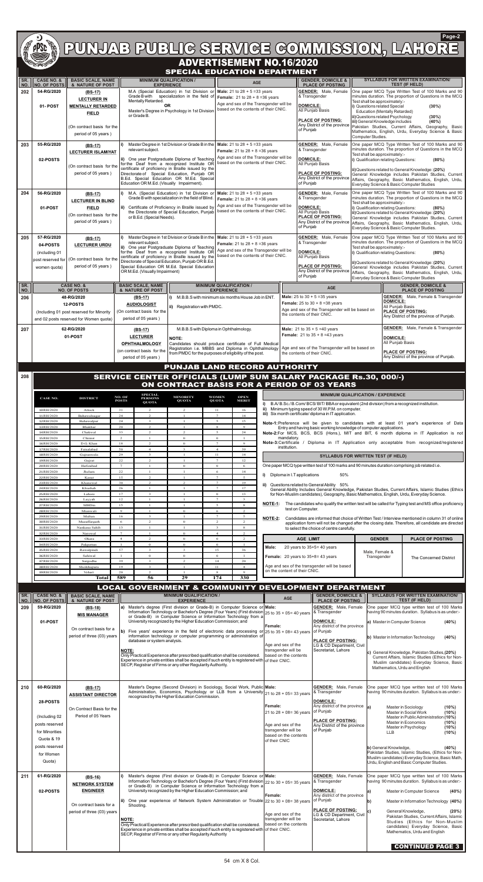# PUNJAB PUBLIC SERVICE COMMISSION, LAHORE

## ADVERTISEMENT NO.16/2020

### SPECIAL EDUCATION DEPARTMENT

| SR. NO. | CASE NO. & NO. OF POSTS | BASIC SCALE, NAME & NATURE OF POST | MINIMUM QUALIFICATION / EXPERIENCE | AGE | GENDER, DOMICILE & PLACE OF POSTING | SYLLABUS FOR WRITTEN EXAMINATION/ TEST (IF HELD) |
|---|---|---|---|---|---|---|
| 202 | 54-RG/2020<br><br>01- POST | (BS-17)<br>LECTURER IN MENTALLY RETARDED FIELD<br><br>(On contract basis for the period of 05 years ) | M.A (Special Education) in 1st Division or Grade B with specialization in the field of Mentally Retarded.<br>OR<br>Master's Degree in Psychology in 1st Division or Grade B. | Male: 21 to 28 + 5 =33 years<br>Female: 21 to 28 + 8 =36 years<br>Age and sex of the Transgender will be based on the contents of their CNIC. | GENDER: Male, Female & Transgender<br><br>DOMICILE:<br>All Punjab Basis<br><br>PLACE OF POSTING:<br>Any District of the province of Punjab | One paper MCQ Type Written Test of 100 Marks and 90 minutes duration. The proportion of Questions in the MCQ Test shall be approximately:-<br>i) Questions related Special Education (Mentally Retarded) (30%)<br>ii) Questions related Psychology (30%)<br>iii) General Knowledge includes (40%)<br>Pakistan Studies, Current Affairs, Geography, Basic Mathematics, English, Urdu, Everyday Science & Basic Computer Studies. |
| 203 | 55-RG/2020<br><br>02-POSTS | (BS-17)<br>LECTURER ISLAMIYAT<br><br>(On contract basis for the period of 05 years ) | i) Master Degree in 1st Division or Grade B in the relevant subject.<br>ii) One year Postgraduate Diploma of Teaching for the Deaf from a recognized Institute OR certificate of proficiency in Braille issued by the Directorate of Special Education, Punjab OR B.Ed. Special Education OR M.Ed. Special Education OR M.Ed. (Visually Impairment). | Male: 21 to 28 + 5 =33 years<br>Female: 21 to 28 + 8 =36 years<br>Age and sex of the Transgender will be based on the contents of their CNIC. | GENDER: Male, Female & Transgender<br><br>DOMICILE:<br>All Punjab Basis<br><br>PLACE OF POSTING:<br>Any District of the province of Punjab | One paper MCQ Type Written Test of 100 Marks and 90 minutes duration. The proportion of Questions in the MCQ Test shall be approximately:-<br>i) Qualification relating Questions: (80%)<br><br>ii) Questions related to General Knowledge: (20%)<br>General Knowledge includes Pakistan Studies, Current Affairs, Geography, Basic Mathematics, English, Urdu, Everyday Science & Basic Computer Studies |
| 204 | 56-RG/2020<br><br>01-POST | (BS-17)<br>LECTURER IN BLIND FIELD<br>(On contract basis for the period of 05 years ) | i) M.A. (Special Education) in 1st Division or Grade B with specialization in the field of Blind.<br>ii) Certificate of Proficiency in Braille issued by the Directorate of Special Education, Punjab or B.Ed. (Special Needs). | Male: 21 to 28 + 5 =33 years<br>Female: 21 to 28 + 8 =36 years<br>Age and sex of the Transgender will be based on the contents of their CNIC. | GENDER: Male, Female & Transgender<br><br>DOMICILE:<br>All Punjab Basis<br>PLACE OF POSTING:<br>Any District of the province of Punjab | One paper MCQ Type Written Test of 100 Marks and 90 minutes duration. The proportion of Questions in the MCQ Test shall be approximately:-<br>i) Qualification relating Questions: (80%)<br>ii) Questions related to General Knowledge: (20%)<br>General Knowledge includes Pakistan Studies, Current Affairs, Geography, Basic Mathematics, English, Urdu, Everyday Science & Basic Computer Studies |
| 205 | 57-RG/2020<br>04-POSTS<br>(including 01 post reserved for women quota) | (BS-17)<br>LECTURER URDU<br><br>(On contract basis for the period of 05 years ) | i) Master Degree in 1st Division or Grade B in the relevant subject.<br>ii) One year Postgraduate Diploma of Teaching for the Deaf from a recognized Institute OR certificate of proficiency in Braille issued by the Directorate of Special Education, Punjab OR B.Ed. Special Education OR M.Ed. Special Education OR M.Ed. (Visually Impairment) | Male: 21 to 28 + 5 =33 years<br>Female: 21 to 28 + 8 =36 years<br>Age and sex of the Transgender will be based on the contents of their CNIC. | GENDER: Male, Female & Transgender<br><br>DOMICILE:<br>All Punjab Basis<br><br>PLACE OF POSTING:<br>Any District of the province of Punjab | One paper MCQ Type Written Test of 100 Marks and 90 minutes duration. The proportion of Questions in the MCQ Test shall be approximately:-<br>i) Qualification relating Questions: (80%)<br><br>ii) Questions related to General Knowledge: (20%)<br>General Knowledge includes Pakistan Studies, Current Affairs, Geography, Basic Mathematics, English, Urdu, Everyday Science & Basic Computer Studies |

| SR. NO. | CASE NO. & NO. OF POSTS | BASIC SCALE, NAME & NATURE OF POST | MINIMUM QUALIFICATION / EXPERIENCE | AGE | GENDER, DOMICILE & PLACE OF POSTING |
|---|---|---|---|---|---|
| 206 | 48-RG/2020<br>12-POSTS<br>(Including 01 post reserved for Minority and 02 posts reserved for Women quota) | (BS-17)<br>AUDIOLOGIST<br>(On contract basis for the period of 05 years ) | i) M.B.B.S with minimum six months House Job in ENT.<br>ii) Registration with PMDC. | Male: 25 to 30 + 5 =35 years<br>Female: 25 to 30 + 8 =38 years<br>Age and sex of the Transgender will be based on the contents of their CNIC. | GENDER: Male, Female & Transgender<br>DOMICILE:<br>All Punjab Basis<br>PLACE OF POSTING:<br>Any District of the province of Punjab. |
| 207 | 62-RG/2020<br>01-POST | (BS-17)<br>LECTURER OPHTHALMOLOGY<br>(on contract basis for the period of 05 years ) | M.B.B.S with Diploma in Ophthalmology.<br><br>NOTE:<br>Candidates should produce certificate of Full Medical Registration i.e. MBBS and Diploma in Ophthalmology from PMDC for the purposes of eligibility of the post. | Male: 21 to 35 + 5 =40 years<br>Female: 21 to 35 + 8 =43 years<br><br>Age and sex of the Transgender will be based on the contents of their CNIC. | GENDER: Male, Female & Transgender<br><br>DOMICILE:<br>All Punjab Basis<br><br>PLACE OF POSTING:<br>Any District of the province of Punjab. |

### PUNJAB LAND RECORD AUTHORITY

**208 — SERVICE CENTER OFFICIALS (LUMP SUM SALARY PACKAGE Rs.30, 000/-) ON CONTRACT BASIS FOR A PERIOD OF 03 YEARS**

| CASE NO. | DISTRICT | NO. OF POSTS | SPECIAL PERSONS QUOTA | MINORITY QUOTA | WOMEN QUOTA | OPEN MERIT |
|---|---|---|---|---|---|---|
| 10RH/2020 | Attock | 31 | 2 | 2 | 11 | 16 |
| 11RH/2020 | Bahawalnagar | 24 | 2 | 1 | 7 | 14 |
| 12RH/2020 | Bahawalpur | 24 | 3 | 1 | 5 | 15 |
| 13RH/2020 | Bhakkar | 20 | 2 | 1 | 8 | 9 |
| 14RH/2020 | Chakwal | 33 | 2 | 2 | 5 | 24 |
| 15RH/2020 | Chiniot | 2 | 1 | 0 | 0 | 1 |
| 16RH/2020 | D.G. Khan | 18 | 2 | 0 | 7 | 9 |
| 17RH/2020 | Faisalabad | 50 | 4 | 3 | 4 | 39 |
| 18RH/2020 | Gujranwala | 29 | 3 | 1 | 11 | 14 |
| 19RH/2020 | Gujrat | 22 | 2 | 1 | 7 | 12 |
| 20RH/2020 | Hafizabad | 7 | 1 | 0 | 0 | 6 |
| 21RH/2020 | Jhelum | 22 | 1 | 1 | 6 | 14 |
| 22RH/2020 | Kasur | 15 | 2 | 1 | 7 | 5 |
| 23RH/2020 | Khanewal | 30 | 2 | 2 | 7 | 19 |
| 24RH/2020 | Khushab | 26 | 1 | 1 | 7 | 17 |
| 25RH/2020 | Lahore | 17 | 3 | 1 | 0 | 13 |
| 26RH/2020 | Layyah | 12 | 1 | 1 | 7 | 3 |
| 27RH/2020 | MBDin | 15 | 1 | 1 | 5 | 8 |
| 28RH/2020 | Mianwali | 9 | 1 | 0 | 6 | 2 |
| 29RH/2020 | Multan | 16 | 3 | 1 | 7 | 5 |
| 30RH/2020 | Muzaffargarh | 6 | 2 | 0 | 2 | 2 |
| 31RH/2020 | Nankana Sahib | 13 | 1 | 1 | 3 | 8 |
| 32RH/2020 | Narowal | 7 | 1 | 0 | 4 | 2 |
| 33RH/2020 | Okara | 4 | 2 | 0 | 0 | 2 |
| 34RH/2020 | Pakpattan | 1 | 0 | 0 | 0 | 1 |
| 35RH/2020 | Rawalpindi | 57 | 3 | 3 | 15 | 36 |
| 36RH/2020 | Sahiwal | 1 | 0 | 0 | 0 | 1 |
| 37RH/2020 | Sargodha | 39 | 3 | 2 | 14 | 20 |
| 38RH/2020 | Sheikhupura | 19 | 3 | 1 | 11 | 4 |
| 39RH/2020 | Vehari | 20 | 2 | 1 | 8 | 9 |
| | **Total** | **589** | **56** | **29** | **174** | **330** |

**MINIMUM QUALIFICATION / EXPERIENCE**

i) B.A/ B.Sc./ B.Com/ BCS/ BIT/ BBA or equivalent (2nd division) from a recognized institution.
ii) Minimum typing speed of 30 W.P.M. on computer.
iii) Six month certificate/ diploma in IT application.

Note-1: Preference will be given to candidates with at least 01 year's experience of Data Entry and having basic working knowledge of computer applications.
Note-2: For MCS, BCS, BS (Hons.), MIT and BIT, 6 month diploma in IT Application is not mandatory.
Note-3: Certificate / Diploma in IT Application only acceptable from recognized/registered institution.

**SYLLABUS FOR WRITTEN TEST (IF HELD)**

One paper MCQ type written test of 100 marks and 90 minutes duration comprising job related i.e.

i) Diploma in I.T applications 50%

ii) Questions related to General Ability 50%
General Ability Includes General Knowledge, Pakistan Studies, Current Affairs, Islamic Studies (Ethics for Non-Muslim candidates), Geography, Basic Mathematics, English, Urdu, Everyday Science.

NOTE-1: The candidates who qualify the written test will be called for Typing test and MS office proficiency test on Computer.

NOTE-2: Candidates are informed that choice of Written Test / Interview mentioned in column 31 of online application form will not be changed after the closing date. Therefore, all candidates are directed to select the choice of centre carefully.

| AGE LIMIT | | GENDER | PLACE OF POSTING |
|---|---|---|---|
| Male: | 20 years to 35+5= 40 years | Male, Female & Transgender | The Concerned District |
| Female: | 20 years to 35+8= 43 years | | |
| Age and sex of the transgender will be based on the content of their CNIC. | | | |

### LOCAL GOVERNMENT & COMMUNITY DEVELOPMENT DEPARTMENT

| SR. NO. | CASE NO. & NO. OF POSTS | BASIC SCALE, NAME & NATURE OF POST | MINIMUM QUALIFICATION / EXPERIENCE | AGE | GENDER, DOMICILE & PLACE OF POSTING | SYLLABUS FOR WRITTEN EXAMINATION/ TEST (IF HELD) |
|---|---|---|---|---|---|---|
| 209 | 59-RG/2020<br><br>01-POST | (BS-18)<br>MIS MANAGER<br><br>On contract basis for a period of three (03) years | a) Master's degree (First division or Grade-B) in Computer Science or Information Technology or Bachelor's Degree (Four Years) (First division or Grade-B) in Computer Science or Information Technology from a University recognized by the Higher Education Commission; and<br><br>b) Five years' experience in the field of electronic data processing or information technology or computer programming or administration of database or system analysis.<br><br>NOTE:<br>Only Practical Experience after prescribed qualification shall be considered. Experience in private entities shall be accepted if such entity is registered with SECP, Registrar of Firms or any other Regularity Authority. | Male:<br>25 to 35 + 05= 40 years<br><br>Female:<br>25 to 35 + 08= 43 years<br><br>Age and sex of the transgender will be based on the contents of their CNIC. | GENDER: Male, Female & Transgender<br><br>DOMICILE:<br>Any district of the province of Punjab<br><br>PLACE OF POSTING:<br>LG & CD Department, Civil Secretariat, Lahore | One paper MCQ type written test of 100 Marks having 90 minutes duration. Syllabus is as under:-<br><br>a) Master in Computer Science (40%)<br><br>b) Master in Information Technology (40%)<br><br>c) General Knowledge, Pakistan Studies, (20%) Current Affairs, Islamic Studies (Ethics for Non-Muslim candidates) Everyday Science, Mathematics, Urdu and English |
| 210 | 60-RG/2020<br><br>28-POSTS<br><br>(Including 02 posts reserved for Minorities Quota & 19 posts reserved for Women Quota) | (BS-17)<br>ASSISTANT DIRECTOR<br><br>On Contract Basis for the Period of 05 Years | Master's Degree (Second Division) in Sociology, Social Work, Public Administration, Economics, Psychology or LLB from a University recognized by the Higher Education Commission. | Male:<br>21 to 28 + 05= 33 years<br><br>Female:<br>21 to 28 + 08= 36 years<br><br>Age and sex of the transgender will be based on the contents of their CNIC | GENDER: Male, Female & Transgender<br><br>DOMICILE:<br>Any district of the province of Punjab<br><br>PLACE OF POSTING:<br>Any District of the province of Punjab | One paper MCQ type written test of 100 Marks having 90 minutes duration. Syllabus is as under:-<br>a) Master in Sociology (10%)<br>Master in Social Work (10%)<br>Master in Public Administration (10%)<br>Master in Economics (10%)<br>Master in Psychology (10%)<br>LLB (10%)<br><br>b) General Knowledge, (40%)<br>Pakistan Studies, Islamic Studies, (Ethics for Non-Muslim candidates) Everyday Science, Basic Math, Urdu, English and Basic Computer Studies. |
| 211 | 61-RG/2020<br><br>02-POSTS | (BS-16)<br>NETWORK SYSTEM ENGINEER<br><br>On contract basis for a period of three (03) years | i) Master's degree (First division or Grade-B) in Computer Science or Information Technology or Bachelor's Degree (Four Years) (First division or Grade-B) in Computer Science or Information Technology from a University recognized by the Higher Education Commission; and<br><br>ii) One year experience of Network System Administration or Trouble Shooting.<br><br>NOTE:<br>Only Practical Experience after prescribed qualification shall be considered. Experience in private entities shall be accepted if such entity is registered with SECP, Registrar of Firms or any other Regularity Authority | Male:<br>22 to 30 + 05= 35 years<br><br>Female:<br>22 to 30 + 08= 38 years<br><br>Age and sex of the transgender will be based on the contents of their CNIC. | GENDER: Male, Female & Transgender<br><br>DOMICILE:<br>Any district of the province of Punjab<br><br>PLACE OF POSTING:<br>LG & CD Department, Civil Secretariat, Lahore | One paper MCQ type written test of 100 Marks having 90 minutes duration. Syllabus is as under:-<br>a) Master in Computer Science (40%)<br>b) Master in Information Technology (40%)<br>c) General Knowledge, (20%)<br>Pakistan Studies, Current Affairs, Islamic Studies (Ethics for Non-Muslim candidates) Everyday Science, Basic Mathematics, Urdu and English |

**CONTINUED PAGE 3**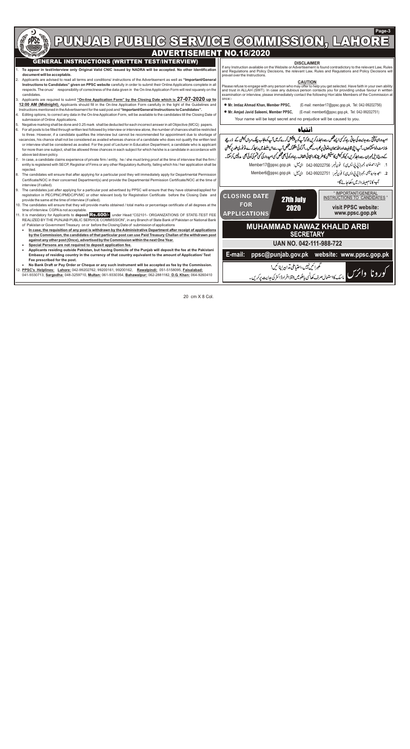# PUNJAB PUBLIC SERVICE COMMISSION, LAHORE

## ADVERTISEMENT NO.16/2020

### GENERAL INSTRUCTIONS (WRITTEN TEST/INTERVIEW)

1. **To appear in test/interview only Original Valid CNIC issued by NADRA will be accepted. No other Identification document will be acceptable.**
2. Applicants are advised to read all terms and conditions/ instructions of the Advertisement as well as **"Important/General Instructions to Candidates" given on PPSC website** carefully in order to submit their Online Applications complete in all respects. The onus/ responsibility of correctness of the data given in the On-line Application Form will rest squarely on the candidates.
3. Applicants are required to submit **"On-line Application Form" by the Closing Date which is 27-07-2020 up to 12:00 AM (Midnight).** Applicants should fill in the On-line Application Form carefully in the light of the Guidelines and Instructions mentioned in the Advertisement for the said post and **"Important/General Instructions to Candidates".**
4. Editing options, to correct any data in the On-line Application Form, will be available to the candidates till the Closing Date of submission of Online Applications.
5. Negative marking shall be done and 0.25 mark shall be deducted for each incorrect answer in all Objective (MCQ) papers.
6. For all posts to be filled through written test followed by interview or interview alone, the number of chances shall be restricted to three. However, if a candidate qualifies the interview but cannot be recommended for appointment due to shortage of vacancies, his chance shall not be considered as availed whereas chance of a candidate who does not qualify the written test or interview shall be considered as availed. For the post of Lecturer in Education Department, a candidate who is applicant for more than one subject, shall be allowed three chances in each subject for which he/she is a candidate in accordance with above laid down policy.
7. In case, a candidate claims experience of private firm / entity, he / she must bring proof at the time of interview that the firm / entity is registered with SECP, Registrar of Firms or any other Regulatory Authority, failing which his / her application shall be rejected.
8. The candidates will ensure that after applying for a particular post they will immediately apply for Departmental Permission Certificate/NOC in their concerned Department(s) and provide the Departmental Permission Certificate/NOC at the time of interview (if called).
9. The candidates just after applying for a particular post advertised by PPSC will ensure that they have obtained/applied for registration in PEC/PNC/PMDC/PVMC or other relevant body for Registration Certificate before the Closing Date and provide the same at the time of interview (if called).
10. The candidates will ensure that they will provide marks obtained / total marks or percentage certificate of all degrees at the time of interview. CGPA is not acceptable.
11. It is mandatory for Applicants to **deposit Rs.600/-** under Head:"C02101- ORGANIZATIONS OF STATE-TEST FEE REALIZED BY THE PUNJAB PUBLIC SERVICE COMMISSION", in any Branch of State Bank of Pakistan or National Bank of Pakistan or Government Treasury on or before the Closing Date of submission of applications
    - **In case, the requisition of any post is withdrawn by the Administrative Department after receipt of applications by the Commission, the candidates of that particular post can use Paid Treasury Challan of the withdrawn post against any other post (Once), advertised by the Commission within the next One Year.**
    - **Special Persons are not required to deposit application fee.**
    - **Applicants residing outside Pakistan, but having Domicile of the Punjab will deposit the fee at the Pakistani Embassy of residing country in the currency of that country equivalent to the amount of Application/ Test Fee prescribed for the post.**
    - **No Bank Draft or Pay Order or Cheque or any such instrument will be accepted as fee by the Commission.**
12. **PPSC's Helplines:** **Lahore:** 042-99202762, 99200161, 99200162, **Rawalpindi:** 051-5158095, **Faisalabad:** 041-9330713, **Sargodha:** 048-3259710, **Multan:** 061-9330354, **Bahawalpur:** 062-2881182, **D.G. Khan:** 064-9260410

### DISCLAIMER

If any Instruction available on the Website or Advertisement is found contradictory to the relevant Law, Rules and Regulations and Policy Decisions, the relevant Law, Rules and Regulations and Policy Decisions will prevail over the Instructions.

### CAUTION

Please refuse to engage with any person who may offer to help you get selected. Have faith in your own ability and trust in ALLAH (SWT). In case any dubious person contacts you for providing undue favour in written examination or interview, please immediately contact the following Hon'able Members of the Commission at once:-

- **Mr. Imtiaz Ahmad Khan, Member PPSC,** (E-mail: member17@ppsc.gop.pk, Tel: 042-99202756)
- **Mr. Amjad Javid Saleemi, Member PPSC,** (E-mail: member6@ppsc.gop.pk, Tel: 042-99202751)

Your name will be kept secret and no prejudice will be caused to you.

### انتباہ

امیدواران کو سختی سے ہدایت کی جاتی ہے کہ کسی ایسے شخص سے رابطہ نہ کریں جو کہ آپ کو پیشکش کرے کہ میں آپ کو پنجاب پبلک سروس کمیشن کے ذریعے ملازمت دلوا سکتا ہوں۔ آپ اپنی قابلیت اور اللہ سبحان و تعالیٰ پر بھروسہ رکھیں۔ اگر کوئی مشکوک شخص آپ سے اس سلسلے میں رابطہ کرے تو فوری طور پر کمیشن کے درج ذیل ممبران سے رابطہ کریں، کیونکہ کمیشن کا سلیکشن کا طریقہ کار انتہائی شفاف ہے اور کوئی بھی شخص کسی امیدوار کی کسی قسم کی کوئی بھی مدد نہیں کر سکتا۔

1. امتیاز احمد خان، ممبر (پی پی ایس سی) فون نمبر: 042-99202756 ای میل: Member17@ppsc.gop.pk
2. امجد جاوید سلیمی، ممبر (پی پی ایس سی) فون نمبر: 042-99202751 ای میل: Member6@ppsc.gop.pk

آپ کا نام صیغہ راز میں رکھا جائے گا۔

**CLOSING DATE FOR APPLICATIONS** **27th July 2020**

"IMPORTANT/GENERAL INSTRUCTIONS TO CANDIDATES"

**visit PPSC website: www.ppsc.gop.pk**

## MUHAMMAD NAWAZ KHALID ARBI
**SECRETARY**

**UAN NO. 042-111-988-722**

**E-mail: ppsc@punjab.gov.pk website: www.ppsc.gop.pk**

**کورونا وائرس** گھبرائیں نہیں، احتیاطی تدابیر اپنائیں! ماسک کا استعمال صرف کھانسی یا فلو میں مبتلا افراد ڈاکٹر کی ہدایت پر کریں۔

20 cm X 8 Col.